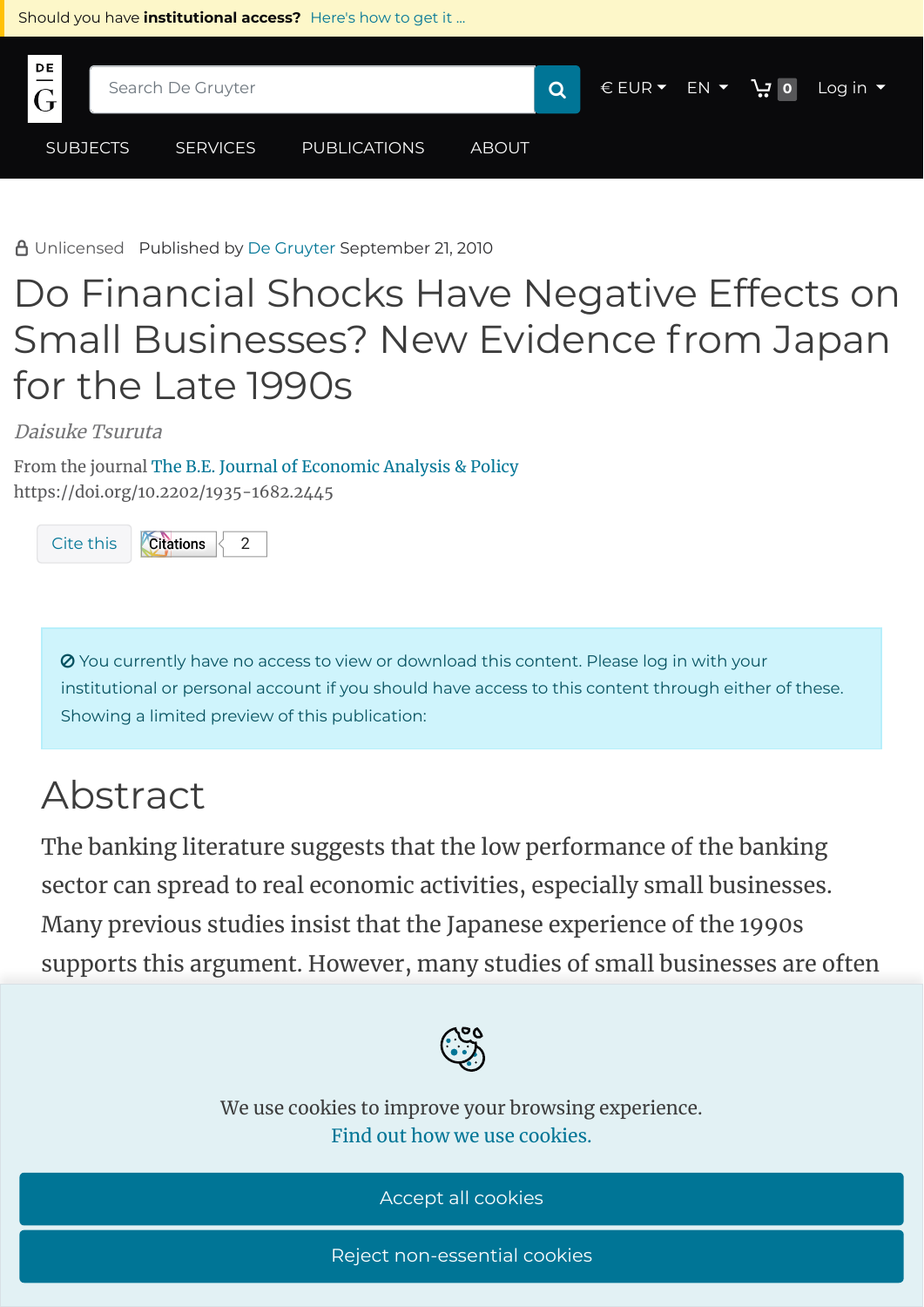# Do Financial Shocks Have Negative Effects on Small Businesses? New Evidence from Japan for the Late 1990s

*Daisuke Tsuruta*

From the journal The B.E. Journal of Economic Analysis & Policy
https://doi.org/10.2202/1935-1682.2445

## Abstract

The banking literature suggests that the low performance of the banking sector can spread to real economic activities, especially small businesses. Many previous studies insist that the Japanese experience of the 1990s supports this argument. However, many studies of small businesses are often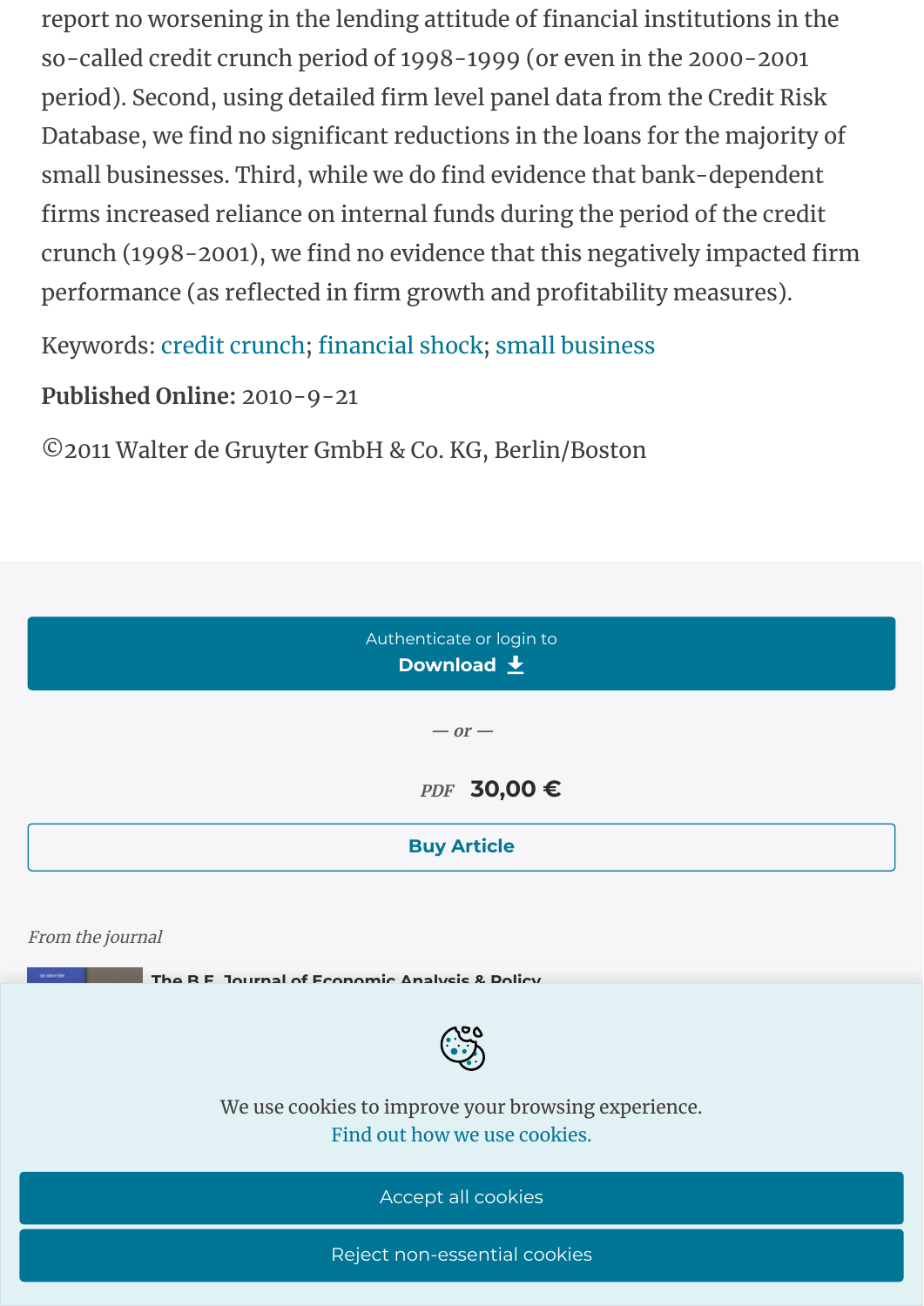report no worsening in the lending attitude of financial institutions in the so-called credit crunch period of 1998-1999 (or even in the 2000-2001 period). Second, using detailed firm level panel data from the Credit Risk Database, we find no significant reductions in the loans for the majority of small businesses. Third, while we do find evidence that bank-dependent firms increased reliance on internal funds during the period of the credit crunch (1998-2001), we find no evidence that this negatively impacted firm performance (as reflected in firm growth and profitability measures).

Keywords: credit crunch; financial shock; small business

**Published Online:** 2010-9-21

©2011 Walter de Gruyter GmbH & Co. KG, Berlin/Boston

Authenticate or login to
**Download**

— or —

PDF **30,00 €**

**Buy Article**

*From the journal*

The B.E. Journal of Economic Analysis & Policy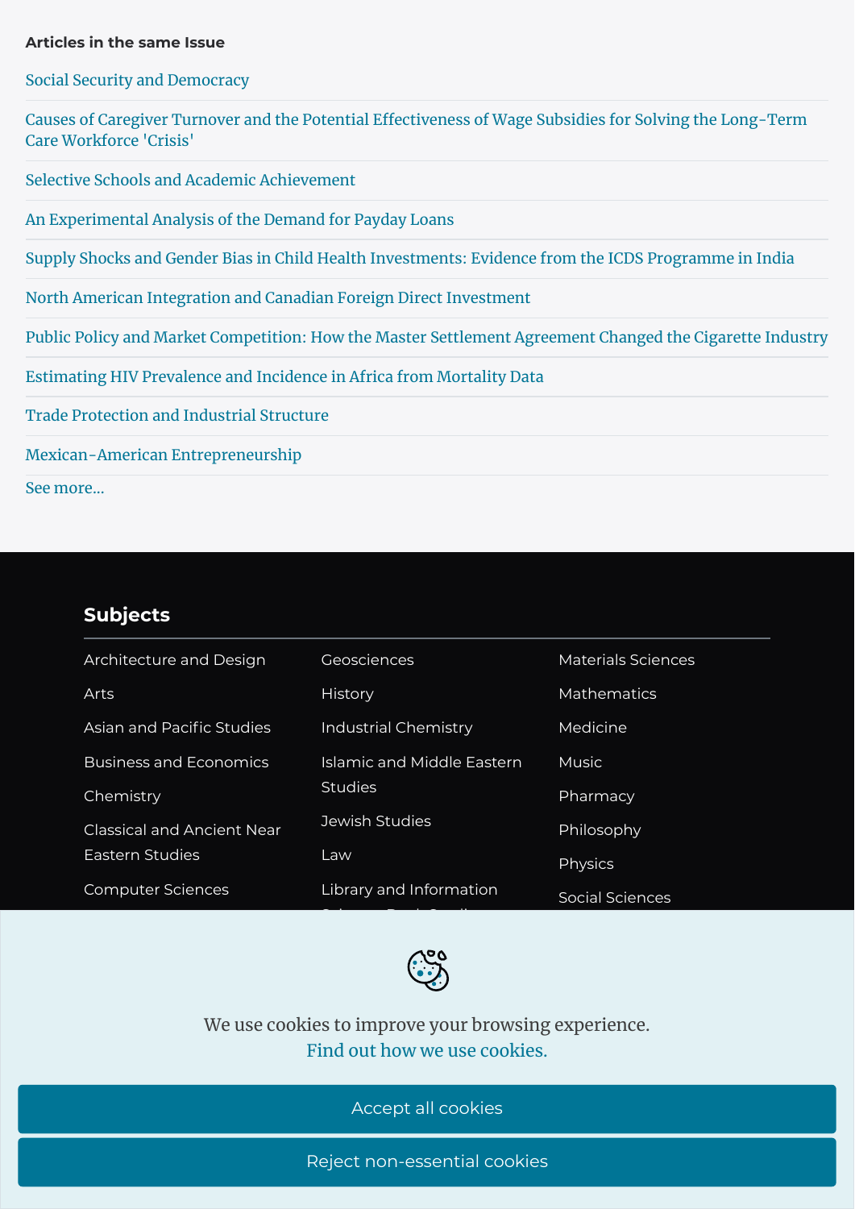**Articles in the same Issue**

Social Security and Democracy

Causes of Caregiver Turnover and the Potential Effectiveness of Wage Subsidies for Solving the Long-Term Care Workforce 'Crisis'

Selective Schools and Academic Achievement

An Experimental Analysis of the Demand for Payday Loans

Supply Shocks and Gender Bias in Child Health Investments: Evidence from the ICDS Programme in India

North American Integration and Canadian Foreign Direct Investment

Public Policy and Market Competition: How the Master Settlement Agreement Changed the Cigarette Industry

Estimating HIV Prevalence and Incidence in Africa from Mortality Data

Trade Protection and Industrial Structure

Mexican-American Entrepreneurship

See more...

## Subjects

Architecture and Design

Arts

Asian and Pacific Studies

Business and Economics

Chemistry

Classical and Ancient Near Eastern Studies

Computer Sciences

Geosciences

History

Industrial Chemistry

Islamic and Middle Eastern Studies

Jewish Studies

Law

Library and Information

Materials Sciences

Mathematics

Medicine

Music

Pharmacy

Philosophy

Physics

Social Sciences

We use cookies to improve your browsing experience.
Find out how we use cookies.

Accept all cookies

Reject non-essential cookies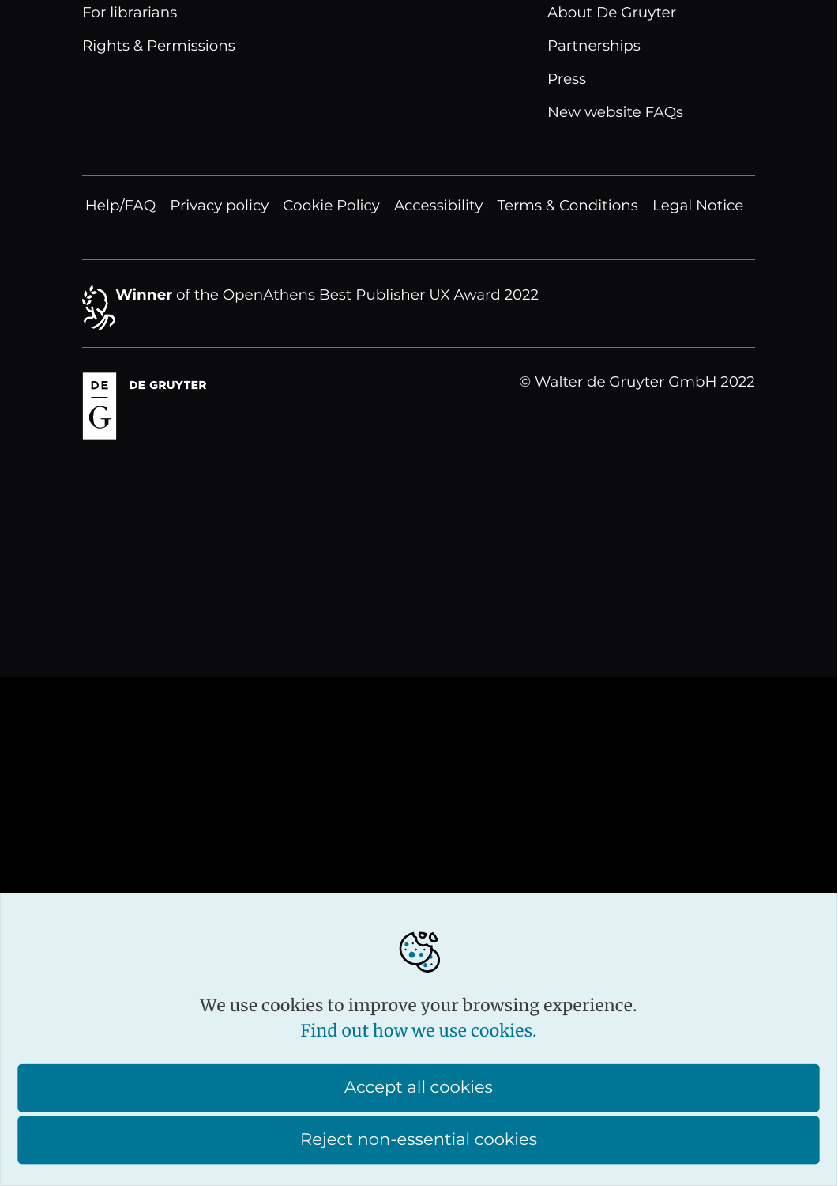For librarians

Rights & Permissions

About De Gruyter

Partnerships

Press

New website FAQs

Help/FAQ Privacy policy Cookie Policy Accessibility Terms & Conditions Legal Notice

**Winner** of the OpenAthens Best Publisher UX Award 2022

DE GRUYTER

© Walter de Gruyter GmbH 2022

We use cookies to improve your browsing experience.
Find out how we use cookies.

Accept all cookies

Reject non-essential cookies